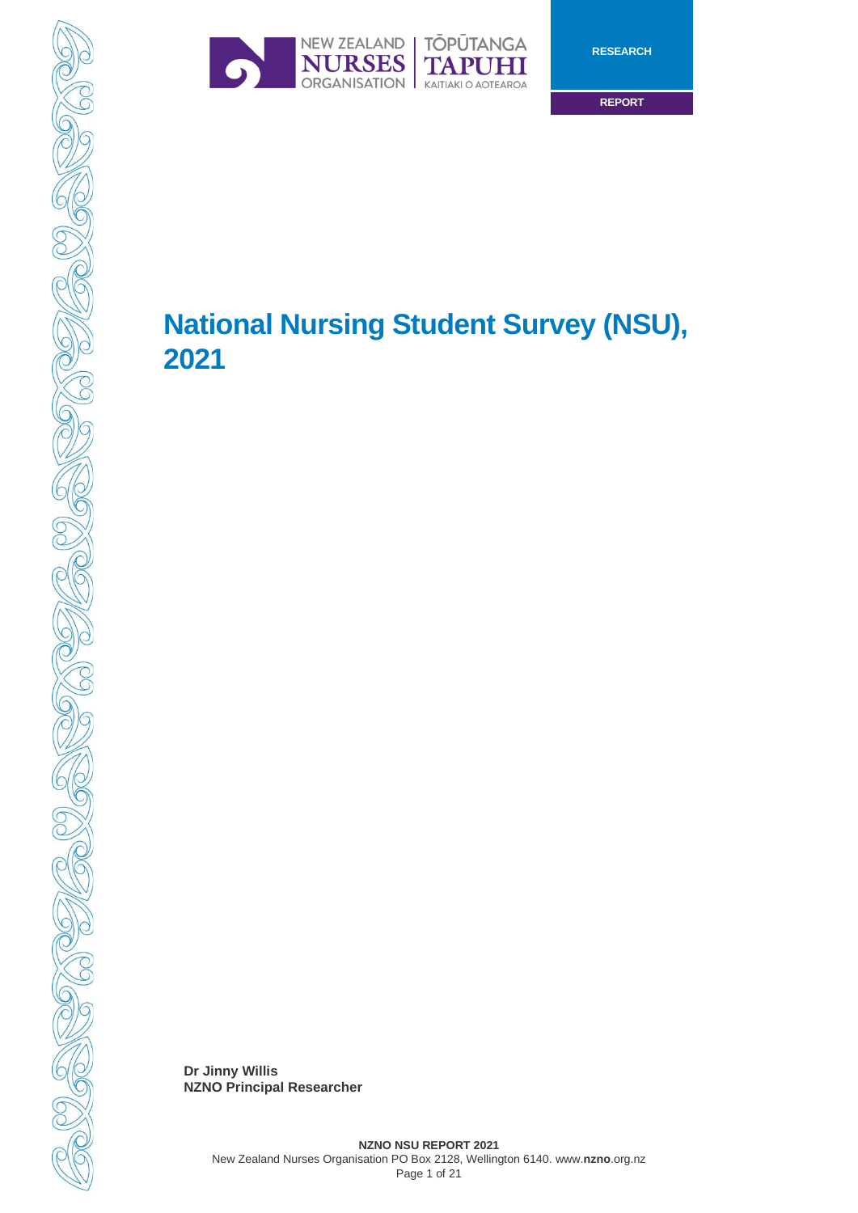NEW ZEALAND NURSES ORGANISATION | TŌPŪTANGA TAPUHI KAITIAKI O AOTEAROA

RESEARCH

REPORT

# National Nursing Student Survey (NSU), 2021

**Dr Jinny Willis**
**NZNO Principal Researcher**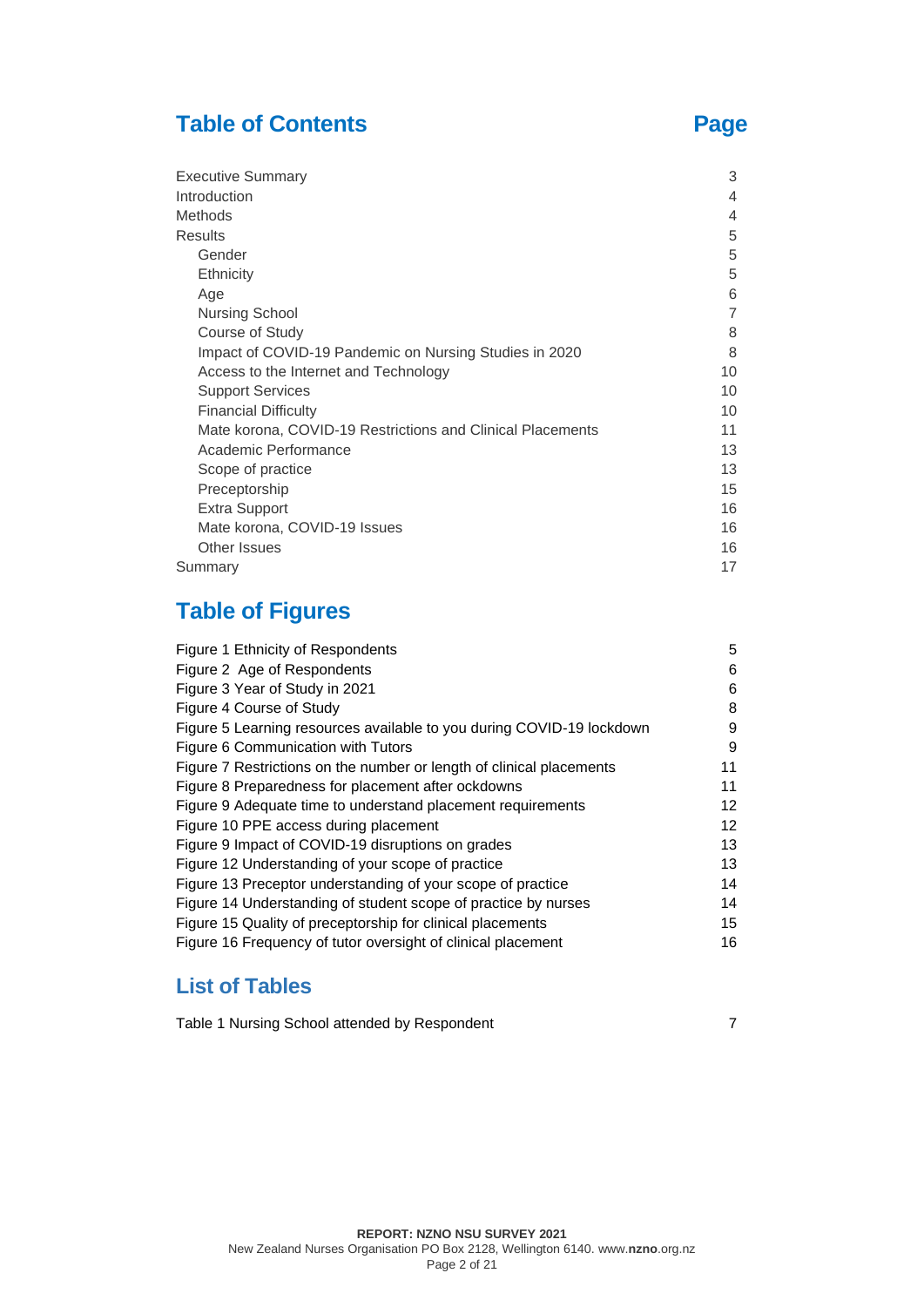## Table of Contents

| Section | Page |
|---|---|
| Executive Summary | 3 |
| Introduction | 4 |
| Methods | 4 |
| Results | 5 |
| Gender | 5 |
| Ethnicity | 5 |
| Age | 6 |
| Nursing School | 7 |
| Course of Study | 8 |
| Impact of COVID-19 Pandemic on Nursing Studies in 2020 | 8 |
| Access to the Internet and Technology | 10 |
| Support Services | 10 |
| Financial Difficulty | 10 |
| Mate korona, COVID-19 Restrictions and Clinical Placements | 11 |
| Academic Performance | 13 |
| Scope of practice | 13 |
| Preceptorship | 15 |
| Extra Support | 16 |
| Mate korona, COVID-19 Issues | 16 |
| Other Issues | 16 |
| Summary | 17 |

## Table of Figures

| Figure | Page |
|---|---|
| Figure 1 Ethnicity of Respondents | 5 |
| Figure 2 Age of Respondents | 6 |
| Figure 3 Year of Study in 2021 | 6 |
| Figure 4 Course of Study | 8 |
| Figure 5 Learning resources available to you during COVID-19 lockdown | 9 |
| Figure 6 Communication with Tutors | 9 |
| Figure 7 Restrictions on the number or length of clinical placements | 11 |
| Figure 8 Preparedness for placement after ockdowns | 11 |
| Figure 9 Adequate time to understand placement requirements | 12 |
| Figure 10 PPE access during placement | 12 |
| Figure 9 Impact of COVID-19 disruptions on grades | 13 |
| Figure 12 Understanding of your scope of practice | 13 |
| Figure 13 Preceptor understanding of your scope of practice | 14 |
| Figure 14 Understanding of student scope of practice by nurses | 14 |
| Figure 15 Quality of preceptorship for clinical placements | 15 |
| Figure 16 Frequency of tutor oversight of clinical placement | 16 |

## List of Tables

| Table | Page |
|---|---|
| Table 1 Nursing School attended by Respondent | 7 |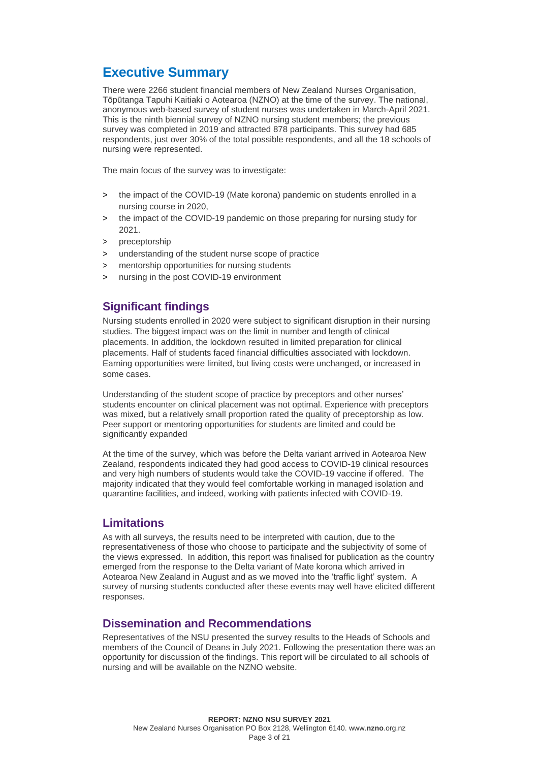# Executive Summary

There were 2266 student financial members of New Zealand Nurses Organisation, Tōpūtanga Tapuhi Kaitiaki o Aotearoa (NZNO) at the time of the survey. The national, anonymous web-based survey of student nurses was undertaken in March-April 2021. This is the ninth biennial survey of NZNO nursing student members; the previous survey was completed in 2019 and attracted 878 participants. This survey had 685 respondents, just over 30% of the total possible respondents, and all the 18 schools of nursing were represented.

The main focus of the survey was to investigate:

- the impact of the COVID-19 (Mate korona) pandemic on students enrolled in a nursing course in 2020,
- the impact of the COVID-19 pandemic on those preparing for nursing study for 2021.
- preceptorship
- understanding of the student nurse scope of practice
- mentorship opportunities for nursing students
- nursing in the post COVID-19 environment

## Significant findings

Nursing students enrolled in 2020 were subject to significant disruption in their nursing studies. The biggest impact was on the limit in number and length of clinical placements. In addition, the lockdown resulted in limited preparation for clinical placements. Half of students faced financial difficulties associated with lockdown. Earning opportunities were limited, but living costs were unchanged, or increased in some cases.

Understanding of the student scope of practice by preceptors and other nurses' students encounter on clinical placement was not optimal. Experience with preceptors was mixed, but a relatively small proportion rated the quality of preceptorship as low. Peer support or mentoring opportunities for students are limited and could be significantly expanded

At the time of the survey, which was before the Delta variant arrived in Aotearoa New Zealand, respondents indicated they had good access to COVID-19 clinical resources and very high numbers of students would take the COVID-19 vaccine if offered. The majority indicated that they would feel comfortable working in managed isolation and quarantine facilities, and indeed, working with patients infected with COVID-19.

## Limitations

As with all surveys, the results need to be interpreted with caution, due to the representativeness of those who choose to participate and the subjectivity of some of the views expressed. In addition, this report was finalised for publication as the country emerged from the response to the Delta variant of Mate korona which arrived in Aotearoa New Zealand in August and as we moved into the 'traffic light' system. A survey of nursing students conducted after these events may well have elicited different responses.

## Dissemination and Recommendations

Representatives of the NSU presented the survey results to the Heads of Schools and members of the Council of Deans in July 2021. Following the presentation there was an opportunity for discussion of the findings. This report will be circulated to all schools of nursing and will be available on the NZNO website.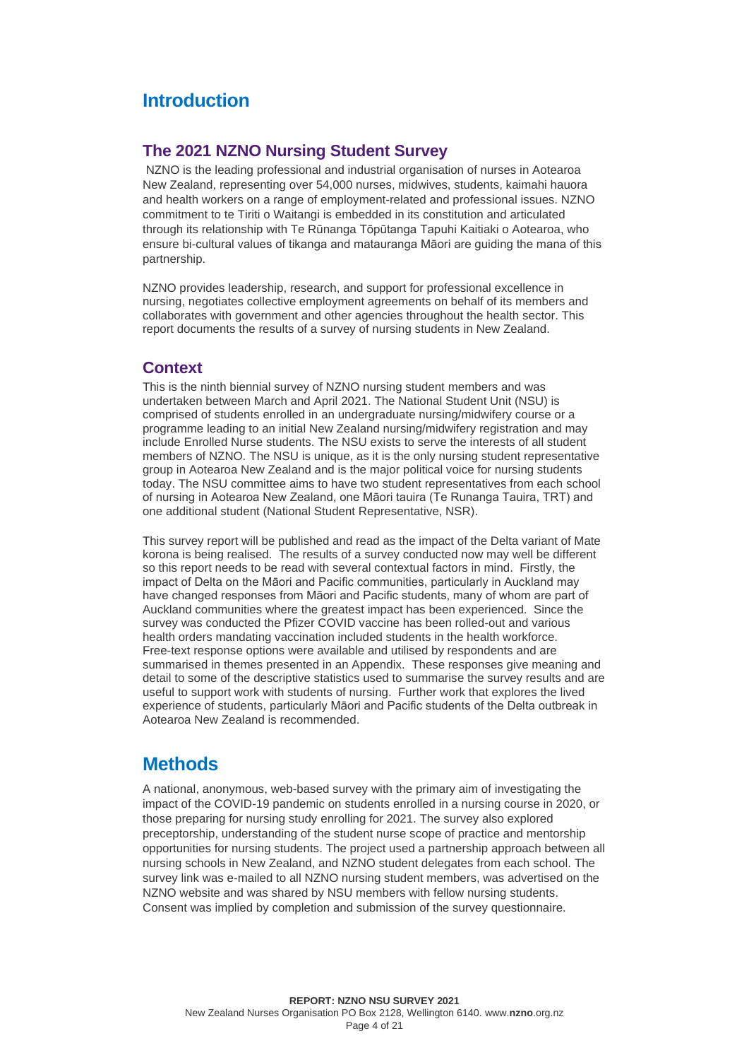# Introduction

## The 2021 NZNO Nursing Student Survey

NZNO is the leading professional and industrial organisation of nurses in Aotearoa New Zealand, representing over 54,000 nurses, midwives, students, kaimahi hauora and health workers on a range of employment-related and professional issues. NZNO commitment to te Tiriti o Waitangi is embedded in its constitution and articulated through its relationship with Te Rūnanga Tōpūtanga Tapuhi Kaitiaki o Aotearoa, who ensure bi-cultural values of tikanga and matauranga Māori are guiding the mana of this partnership.

NZNO provides leadership, research, and support for professional excellence in nursing, negotiates collective employment agreements on behalf of its members and collaborates with government and other agencies throughout the health sector. This report documents the results of a survey of nursing students in New Zealand.

## Context

This is the ninth biennial survey of NZNO nursing student members and was undertaken between March and April 2021. The National Student Unit (NSU) is comprised of students enrolled in an undergraduate nursing/midwifery course or a programme leading to an initial New Zealand nursing/midwifery registration and may include Enrolled Nurse students. The NSU exists to serve the interests of all student members of NZNO. The NSU is unique, as it is the only nursing student representative group in Aotearoa New Zealand and is the major political voice for nursing students today. The NSU committee aims to have two student representatives from each school of nursing in Aotearoa New Zealand, one Māori tauira (Te Runanga Tauira, TRT) and one additional student (National Student Representative, NSR).

This survey report will be published and read as the impact of the Delta variant of Mate korona is being realised. The results of a survey conducted now may well be different so this report needs to be read with several contextual factors in mind. Firstly, the impact of Delta on the Māori and Pacific communities, particularly in Auckland may have changed responses from Māori and Pacific students, many of whom are part of Auckland communities where the greatest impact has been experienced. Since the survey was conducted the Pfizer COVID vaccine has been rolled-out and various health orders mandating vaccination included students in the health workforce. Free-text response options were available and utilised by respondents and are summarised in themes presented in an Appendix. These responses give meaning and detail to some of the descriptive statistics used to summarise the survey results and are useful to support work with students of nursing. Further work that explores the lived experience of students, particularly Māori and Pacific students of the Delta outbreak in Aotearoa New Zealand is recommended.

# Methods

A national, anonymous, web-based survey with the primary aim of investigating the impact of the COVID-19 pandemic on students enrolled in a nursing course in 2020, or those preparing for nursing study enrolling for 2021. The survey also explored preceptorship, understanding of the student nurse scope of practice and mentorship opportunities for nursing students. The project used a partnership approach between all nursing schools in New Zealand, and NZNO student delegates from each school. The survey link was e-mailed to all NZNO nursing student members, was advertised on the NZNO website and was shared by NSU members with fellow nursing students. Consent was implied by completion and submission of the survey questionnaire.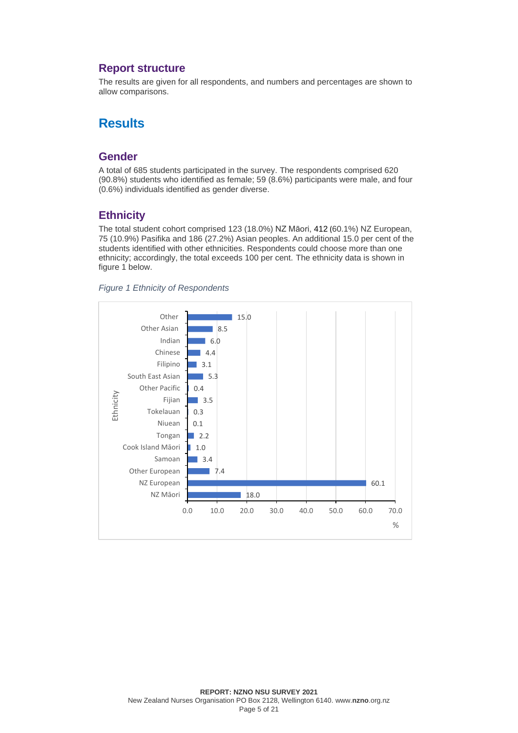## Report structure

The results are given for all respondents, and numbers and percentages are shown to allow comparisons.

# Results

## Gender

A total of 685 students participated in the survey. The respondents comprised 620 (90.8%) students who identified as female; 59 (8.6%) participants were male, and four (0.6%) individuals identified as gender diverse.

## Ethnicity

The total student cohort comprised 123 (18.0%) NZ Māori, 412 (60.1%) NZ European, 75 (10.9%) Pasifika and 186 (27.2%) Asian peoples. An additional 15.0 per cent of the students identified with other ethnicities. Respondents could choose more than one ethnicity; accordingly, the total exceeds 100 per cent. The ethnicity data is shown in figure 1 below.

*Figure 1 Ethnicity of Respondents*

| Ethnicity | % |
|---|---|
| Other | 15.0 |
| Other Asian | 8.5 |
| Indian | 6.0 |
| Chinese | 4.4 |
| Filipino | 3.1 |
| South East Asian | 5.3 |
| Other Pacific | 0.4 |
| Fijian | 3.5 |
| Tokelauan | 0.3 |
| Niuean | 0.1 |
| Tongan | 2.2 |
| Cook Island Māori | 1.0 |
| Samoan | 3.4 |
| Other European | 7.4 |
| NZ European | 60.1 |
| NZ Māori | 18.0 |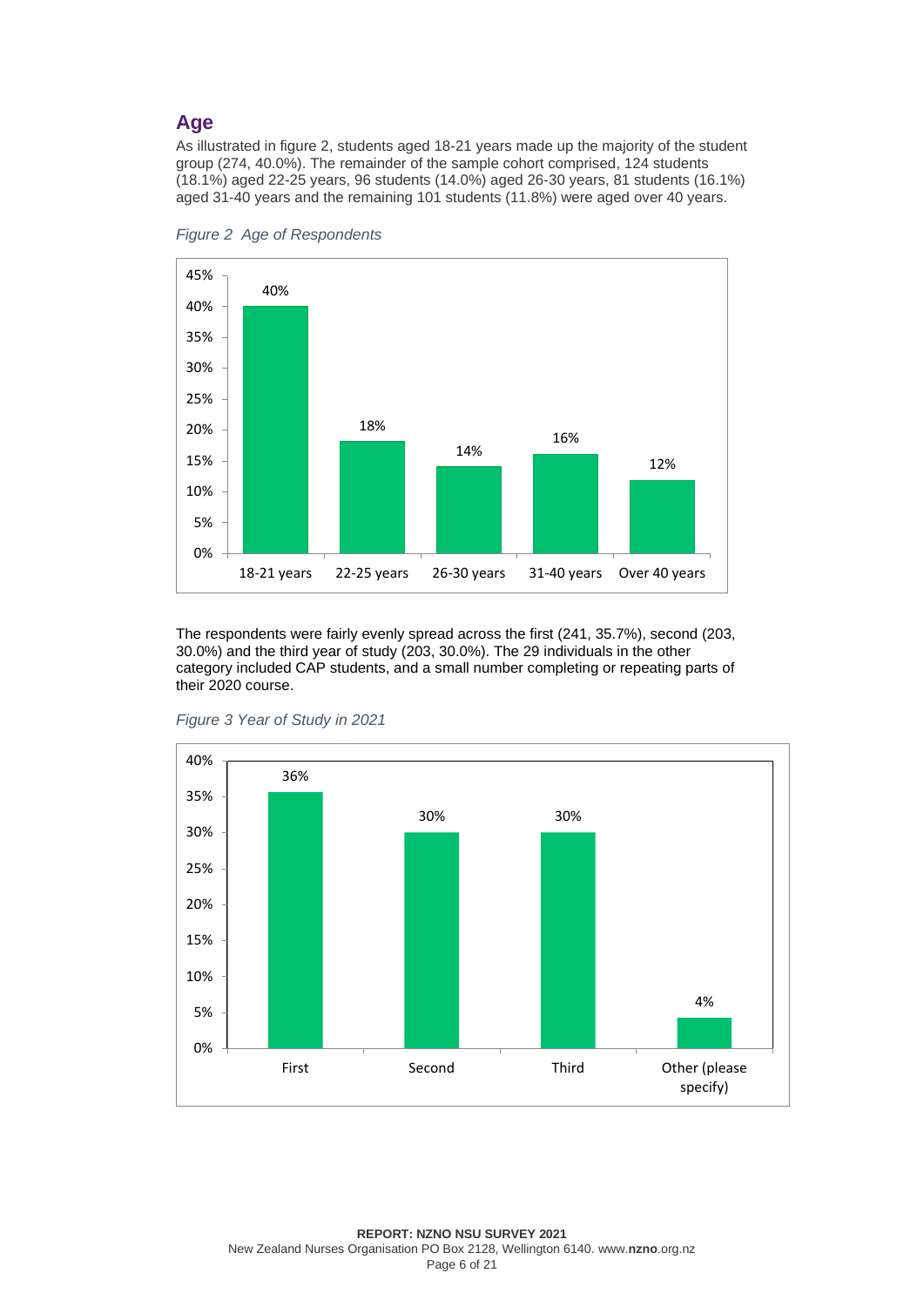## Age

As illustrated in figure 2, students aged 18-21 years made up the majority of the student group (274, 40.0%). The remainder of the sample cohort comprised, 124 students (18.1%) aged 22-25 years, 96 students (14.0%) aged 26-30 years, 81 students (16.1%) aged 31-40 years and the remaining 101 students (11.8%) were aged over 40 years.

*Figure 2 Age of Respondents*

| Age | Percentage |
|---|---|
| 18-21 years | 40% |
| 22-25 years | 18% |
| 26-30 years | 14% |
| 31-40 years | 16% |
| Over 40 years | 12% |

The respondents were fairly evenly spread across the first (241, 35.7%), second (203, 30.0%) and the third year of study (203, 30.0%). The 29 individuals in the other category included CAP students, and a small number completing or repeating parts of their 2020 course.

*Figure 3 Year of Study in 2021*

| Year of study | Percentage |
|---|---|
| First | 36% |
| Second | 30% |
| Third | 30% |
| Other (please specify) | 4% |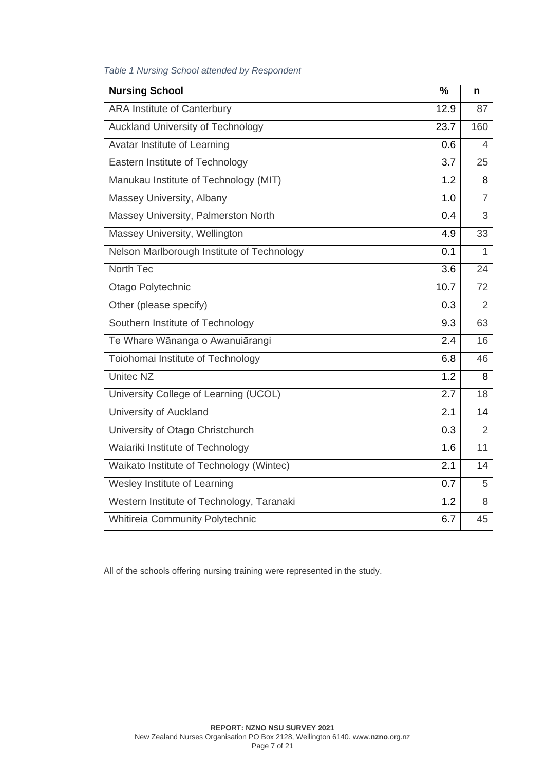*Table 1 Nursing School attended by Respondent*

| Nursing School | % | n |
|---|---|---|
| ARA Institute of Canterbury | 12.9 | 87 |
| Auckland University of Technology | 23.7 | 160 |
| Avatar Institute of Learning | 0.6 | 4 |
| Eastern Institute of Technology | 3.7 | 25 |
| Manukau Institute of Technology (MIT) | 1.2 | 8 |
| Massey University, Albany | 1.0 | 7 |
| Massey University, Palmerston North | 0.4 | 3 |
| Massey University, Wellington | 4.9 | 33 |
| Nelson Marlborough Institute of Technology | 0.1 | 1 |
| North Tec | 3.6 | 24 |
| Otago Polytechnic | 10.7 | 72 |
| Other (please specify) | 0.3 | 2 |
| Southern Institute of Technology | 9.3 | 63 |
| Te Whare Wānanga o Awanuiārangi | 2.4 | 16 |
| Toiohomai Institute of Technology | 6.8 | 46 |
| Unitec NZ | 1.2 | 8 |
| University College of Learning (UCOL) | 2.7 | 18 |
| University of Auckland | 2.1 | 14 |
| University of Otago Christchurch | 0.3 | 2 |
| Waiariki Institute of Technology | 1.6 | 11 |
| Waikato Institute of Technology (Wintec) | 2.1 | 14 |
| Wesley Institute of Learning | 0.7 | 5 |
| Western Institute of Technology, Taranaki | 1.2 | 8 |
| Whitireia Community Polytechnic | 6.7 | 45 |

All of the schools offering nursing training were represented in the study.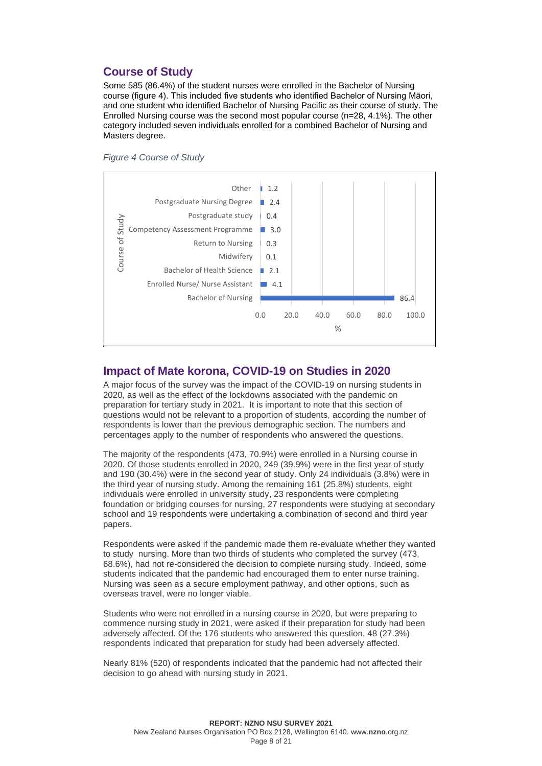## Course of Study

Some 585 (86.4%) of the student nurses were enrolled in the Bachelor of Nursing course (figure 4). This included five students who identified Bachelor of Nursing Māori, and one student who identified Bachelor of Nursing Pacific as their course of study. The Enrolled Nursing course was the second most popular course (n=28, 4.1%). The other category included seven individuals enrolled for a combined Bachelor of Nursing and Masters degree.

*Figure 4 Course of Study*

| Course of Study | % |
|---|---|
| Other | 1.2 |
| Postgraduate Nursing Degree | 2.4 |
| Postgraduate study | 0.4 |
| Competency Assessment Programme | 3.0 |
| Return to Nursing | 0.3 |
| Midwifery | 0.1 |
| Bachelor of Health Science | 2.1 |
| Enrolled Nurse/ Nurse Assistant | 4.1 |
| Bachelor of Nursing | 86.4 |

## Impact of Mate korona, COVID-19 on Studies in 2020

A major focus of the survey was the impact of the COVID-19 on nursing students in 2020, as well as the effect of the lockdowns associated with the pandemic on preparation for tertiary study in 2021. It is important to note that this section of questions would not be relevant to a proportion of students, according the number of respondents is lower than the previous demographic section. The numbers and percentages apply to the number of respondents who answered the questions.

The majority of the respondents (473, 70.9%) were enrolled in a Nursing course in 2020. Of those students enrolled in 2020, 249 (39.9%) were in the first year of study and 190 (30.4%) were in the second year of study. Only 24 individuals (3.8%) were in the third year of nursing study. Among the remaining 161 (25.8%) students, eight individuals were enrolled in university study, 23 respondents were completing foundation or bridging courses for nursing, 27 respondents were studying at secondary school and 19 respondents were undertaking a combination of second and third year papers.

Respondents were asked if the pandemic made them re-evaluate whether they wanted to study nursing. More than two thirds of students who completed the survey (473, 68.6%), had not re-considered the decision to complete nursing study. Indeed, some students indicated that the pandemic had encouraged them to enter nurse training. Nursing was seen as a secure employment pathway, and other options, such as overseas travel, were no longer viable.

Students who were not enrolled in a nursing course in 2020, but were preparing to commence nursing study in 2021, were asked if their preparation for study had been adversely affected. Of the 176 students who answered this question, 48 (27.3%) respondents indicated that preparation for study had been adversely affected.

Nearly 81% (520) of respondents indicated that the pandemic had not affected their decision to go ahead with nursing study in 2021.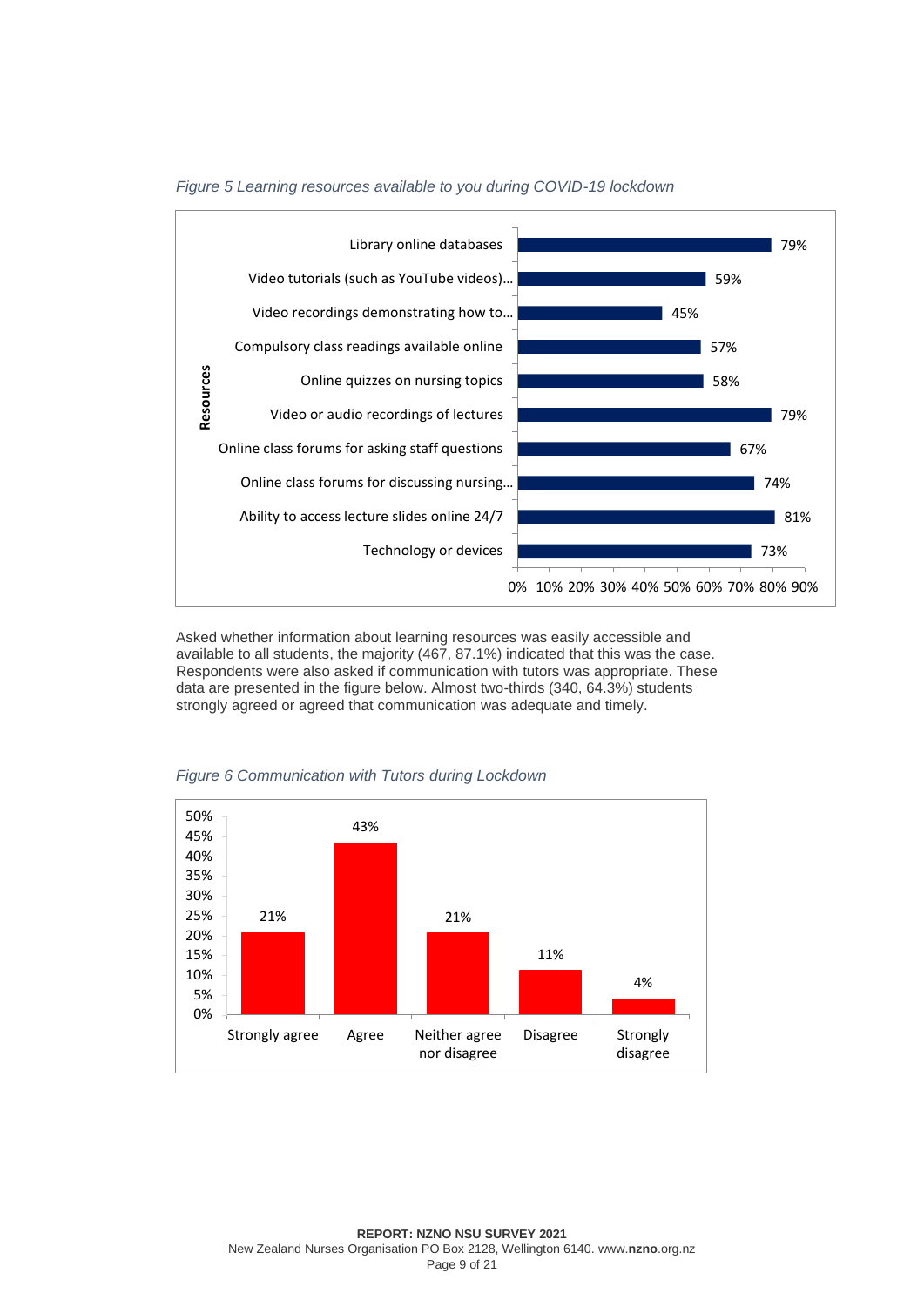*Figure 5 Learning resources available to you during COVID-19 lockdown*

| Resources | % |
|---|---|
| Library online databases | 79% |
| Video tutorials (such as YouTube videos)… | 59% |
| Video recordings demonstrating how to… | 45% |
| Compulsory class readings available online | 57% |
| Online quizzes on nursing topics | 58% |
| Video or audio recordings of lectures | 79% |
| Online class forums for asking staff questions | 67% |
| Online class forums for discussing nursing… | 74% |
| Ability to access lecture slides online 24/7 | 81% |
| Technology or devices | 73% |

Asked whether information about learning resources was easily accessible and available to all students, the majority (467, 87.1%) indicated that this was the case. Respondents were also asked if communication with tutors was appropriate. These data are presented in the figure below. Almost two-thirds (340, 64.3%) students strongly agreed or agreed that communication was adequate and timely.

*Figure 6 Communication with Tutors during Lockdown*

| Response | % |
|---|---|
| Strongly agree | 21% |
| Agree | 43% |
| Neither agree nor disagree | 21% |
| Disagree | 11% |
| Strongly disagree | 4% |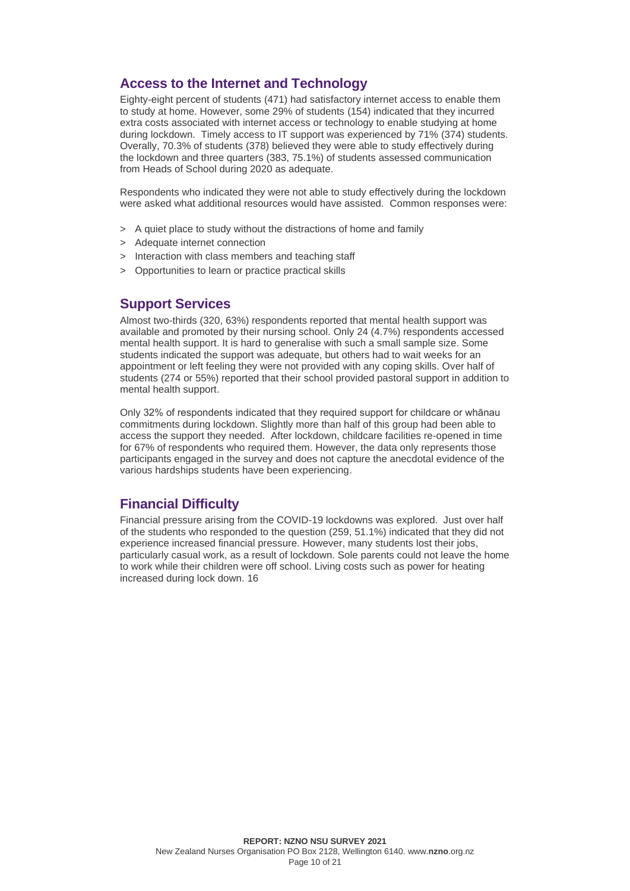## Access to the Internet and Technology

Eighty-eight percent of students (471) had satisfactory internet access to enable them to study at home. However, some 29% of students (154) indicated that they incurred extra costs associated with internet access or technology to enable studying at home during lockdown. Timely access to IT support was experienced by 71% (374) students. Overally, 70.3% of students (378) believed they were able to study effectively during the lockdown and three quarters (383, 75.1%) of students assessed communication from Heads of School during 2020 as adequate.

Respondents who indicated they were not able to study effectively during the lockdown were asked what additional resources would have assisted. Common responses were:

> A quiet place to study without the distractions of home and family
> Adequate internet connection
> Interaction with class members and teaching staff
> Opportunities to learn or practice practical skills

## Support Services

Almost two-thirds (320, 63%) respondents reported that mental health support was available and promoted by their nursing school. Only 24 (4.7%) respondents accessed mental health support. It is hard to generalise with such a small sample size. Some students indicated the support was adequate, but others had to wait weeks for an appointment or left feeling they were not provided with any coping skills. Over half of students (274 or 55%) reported that their school provided pastoral support in addition to mental health support.

Only 32% of respondents indicated that they required support for childcare or whānau commitments during lockdown. Slightly more than half of this group had been able to access the support they needed. After lockdown, childcare facilities re-opened in time for 67% of respondents who required them. However, the data only represents those participants engaged in the survey and does not capture the anecdotal evidence of the various hardships students have been experiencing.

## Financial Difficulty

Financial pressure arising from the COVID-19 lockdowns was explored. Just over half of the students who responded to the question (259, 51.1%) indicated that they did not experience increased financial pressure. However, many students lost their jobs, particularly casual work, as a result of lockdown. Sole parents could not leave the home to work while their children were off school. Living costs such as power for heating increased during lock down. 16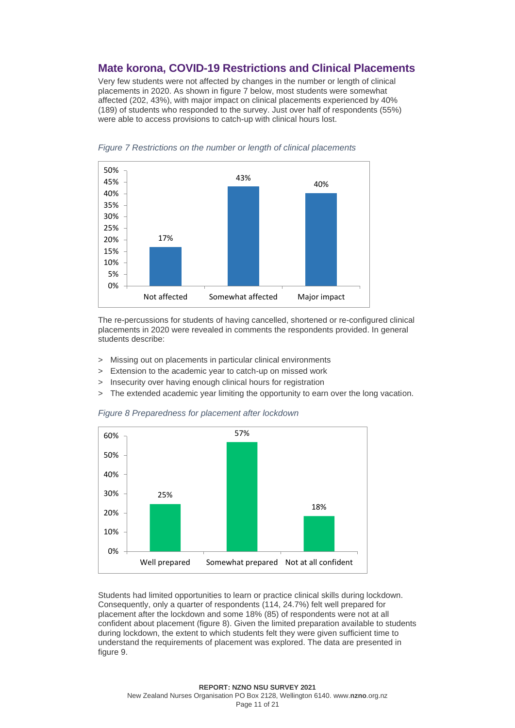## Mate korona, COVID-19 Restrictions and Clinical Placements

Very few students were not affected by changes in the number or length of clinical placements in 2020. As shown in figure 7 below, most students were somewhat affected (202, 43%), with major impact on clinical placements experienced by 40% (189) of students who responded to the survey. Just over half of respondents (55%) were able to access provisions to catch-up with clinical hours lost.

*Figure 7 Restrictions on the number or length of clinical placements*

| Category | Percentage |
|---|---|
| Not affected | 17% |
| Somewhat affected | 43% |
| Major impact | 40% |

The re-percussions for students of having cancelled, shortened or re-configured clinical placements in 2020 were revealed in comments the respondents provided. In general students describe:

> Missing out on placements in particular clinical environments
> Extension to the academic year to catch-up on missed work
> Insecurity over having enough clinical hours for registration
> The extended academic year limiting the opportunity to earn over the long vacation.

*Figure 8 Preparedness for placement after lockdown*

| Category | Percentage |
|---|---|
| Well prepared | 25% |
| Somewhat prepared | 57% |
| Not at all confident | 18% |

Students had limited opportunities to learn or practice clinical skills during lockdown. Consequently, only a quarter of respondents (114, 24.7%) felt well prepared for placement after the lockdown and some 18% (85) of respondents were not at all confident about placement (figure 8). Given the limited preparation available to students during lockdown, the extent to which students felt they were given sufficient time to understand the requirements of placement was explored. The data are presented in figure 9.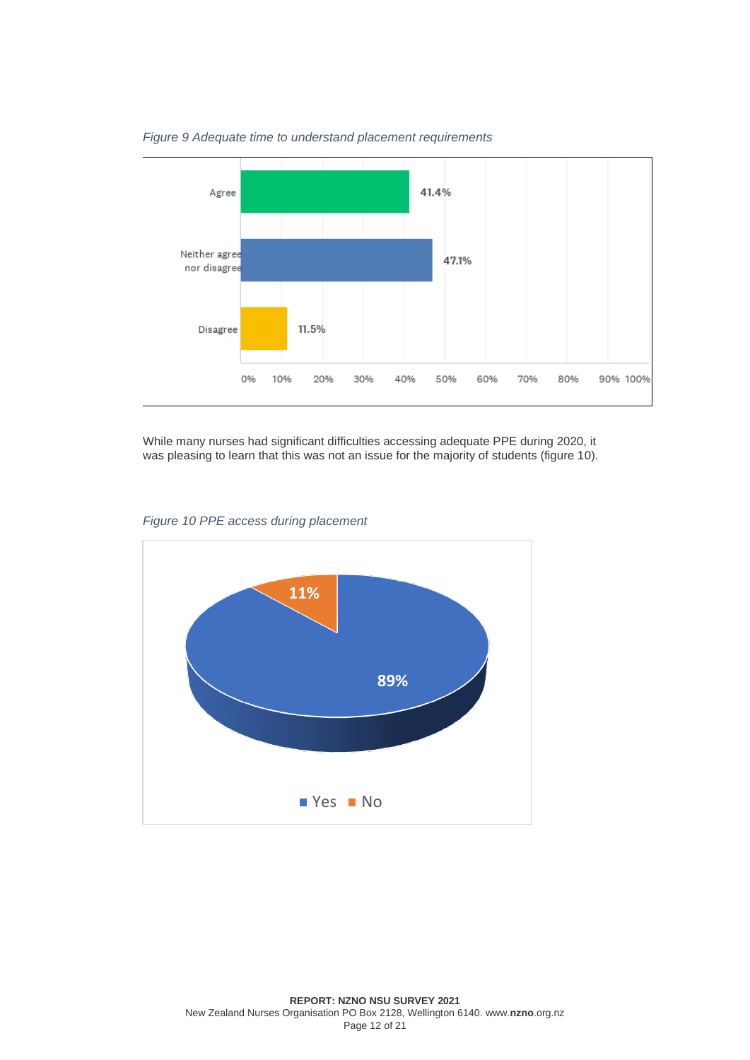*Figure 9 Adequate time to understand placement requirements*

| Response | Percentage |
|---|---|
| Agree | 41.4% |
| Neither agree nor disagree | 47.1% |
| Disagree | 11.5% |

While many nurses had significant difficulties accessing adequate PPE during 2020, it was pleasing to learn that this was not an issue for the majority of students (figure 10).

*Figure 10 PPE access during placement*

| Response | Percentage |
|---|---|
| Yes | 89% |
| No | 11% |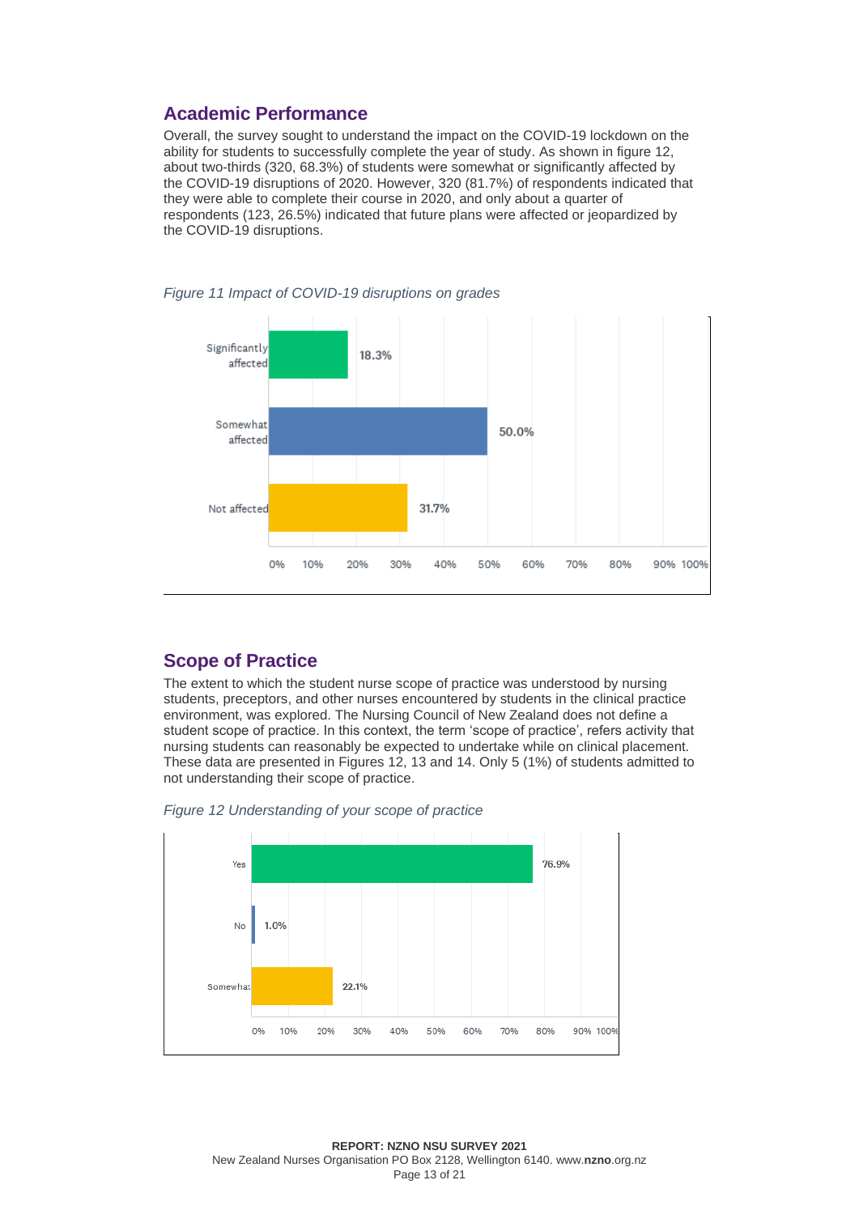## Academic Performance

Overall, the survey sought to understand the impact on the COVID-19 lockdown on the ability for students to successfully complete the year of study. As shown in figure 12, about two-thirds (320, 68.3%) of students were somewhat or significantly affected by the COVID-19 disruptions of 2020. However, 320 (81.7%) of respondents indicated that they were able to complete their course in 2020, and only about a quarter of respondents (123, 26.5%) indicated that future plans were affected or jeopardized by the COVID-19 disruptions.

*Figure 11 Impact of COVID-19 disruptions on grades*

| Response | Percentage |
| --- | --- |
| Significantly affected | 18.3% |
| Somewhat affected | 50.0% |
| Not affected | 31.7% |

## Scope of Practice

The extent to which the student nurse scope of practice was understood by nursing students, preceptors, and other nurses encountered by students in the clinical practice environment, was explored. The Nursing Council of New Zealand does not define a student scope of practice. In this context, the term 'scope of practice', refers activity that nursing students can reasonably be expected to undertake while on clinical placement. These data are presented in Figures 12, 13 and 14. Only 5 (1%) of students admitted to not understanding their scope of practice.

*Figure 12 Understanding of your scope of practice*

| Response | Percentage |
| --- | --- |
| Yes | 76.9% |
| No | 1.0% |
| Somewhat | 22.1% |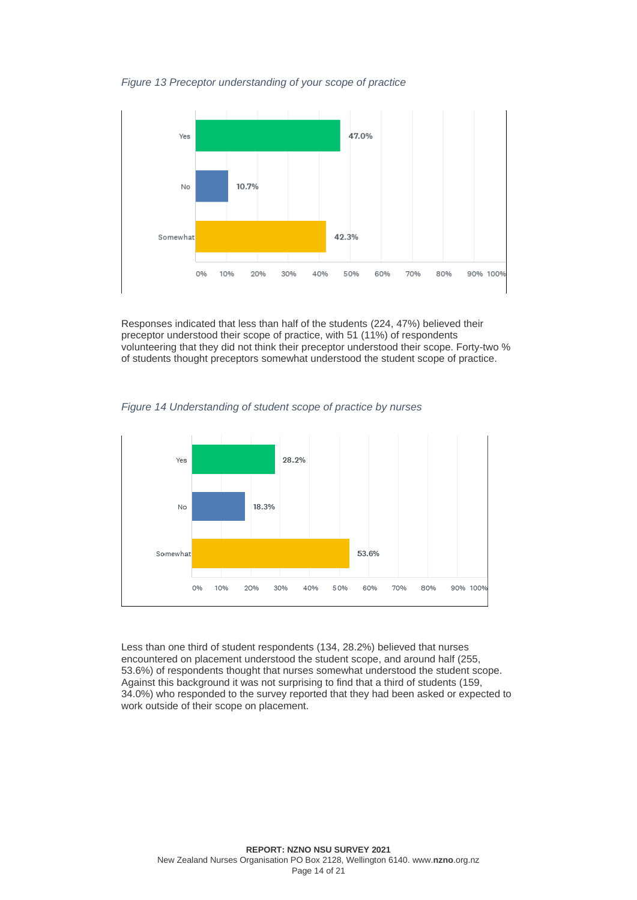*Figure 13 Preceptor understanding of your scope of practice*

| Response | Percentage |
|---|---|
| Yes | 47.0% |
| No | 10.7% |
| Somewhat | 42.3% |

Responses indicated that less than half of the students (224, 47%) believed their preceptor understood their scope of practice, with 51 (11%) of respondents volunteering that they did not think their preceptor understood their scope. Forty-two % of students thought preceptors somewhat understood the student scope of practice.

*Figure 14 Understanding of student scope of practice by nurses*

| Response | Percentage |
|---|---|
| Yes | 28.2% |
| No | 18.3% |
| Somewhat | 53.6% |

Less than one third of student respondents (134, 28.2%) believed that nurses encountered on placement understood the student scope, and around half (255, 53.6%) of respondents thought that nurses somewhat understood the student scope. Against this background it was not surprising to find that a third of students (159, 34.0%) who responded to the survey reported that they had been asked or expected to work outside of their scope on placement.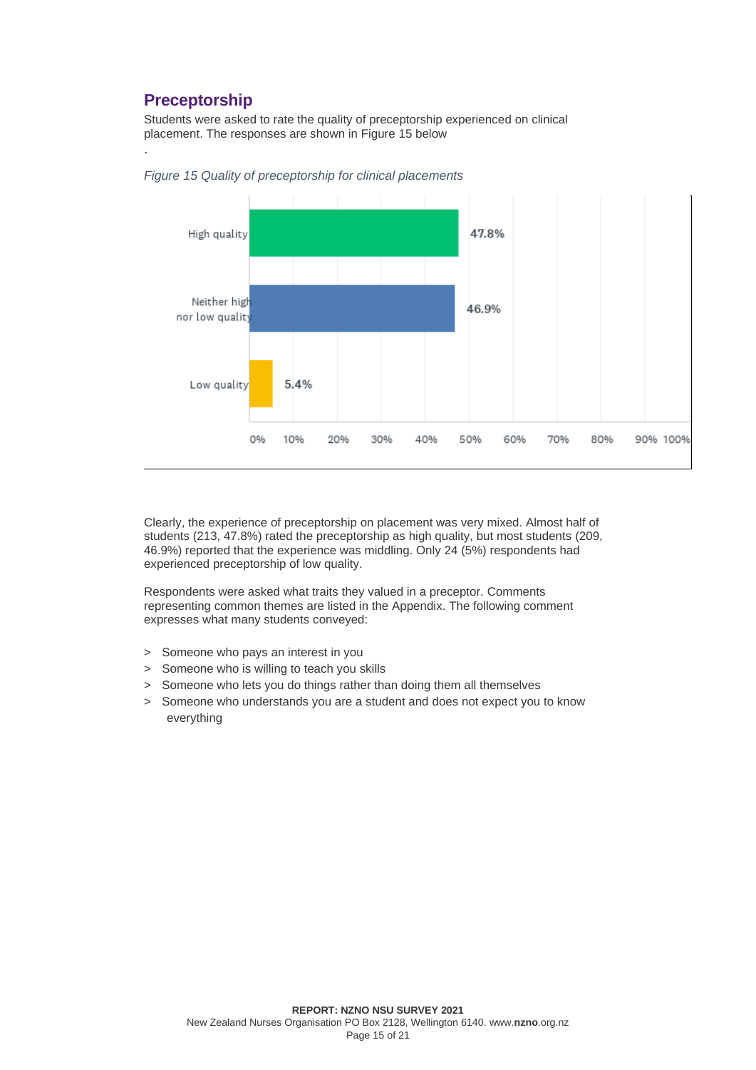## Preceptorship

Students were asked to rate the quality of preceptorship experienced on clinical placement. The responses are shown in Figure 15 below

.

*Figure 15 Quality of preceptorship for clinical placements*

| Quality | Percentage |
|---|---|
| High quality | 47.8% |
| Neither high nor low quality | 46.9% |
| Low quality | 5.4% |

Clearly, the experience of preceptorship on placement was very mixed. Almost half of students (213, 47.8%) rated the preceptorship as high quality, but most students (209, 46.9%) reported that the experience was middling. Only 24 (5%) respondents had experienced preceptorship of low quality.

Respondents were asked what traits they valued in a preceptor. Comments representing common themes are listed in the Appendix. The following comment expresses what many students conveyed:

> Someone who pays an interest in you
> Someone who is willing to teach you skills
> Someone who lets you do things rather than doing them all themselves
> Someone who understands you are a student and does not expect you to know everything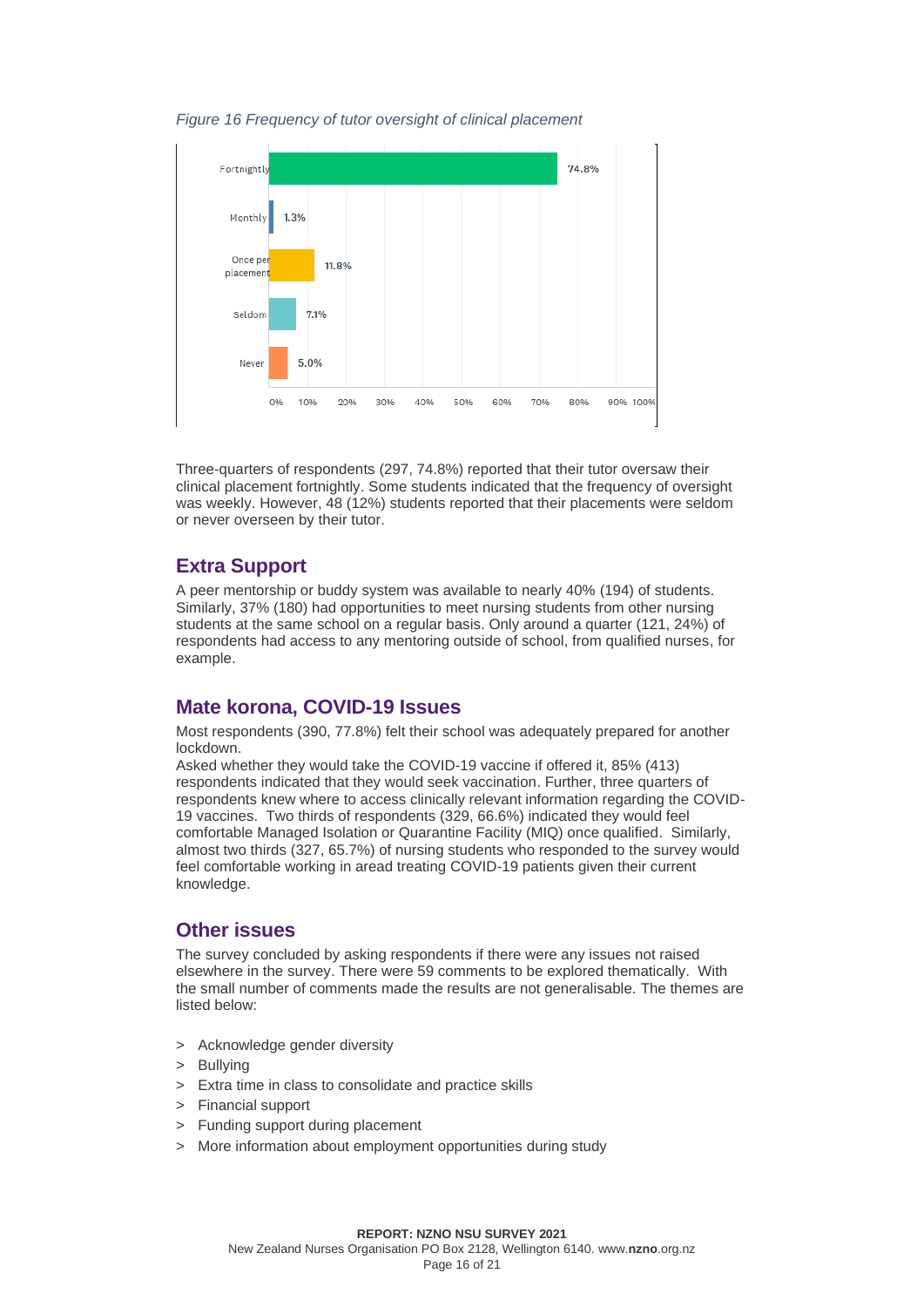*Figure 16 Frequency of tutor oversight of clinical placement*

| Frequency | Percentage |
|---|---|
| Fortnightly | 74.8% |
| Monthly | 1.3% |
| Once per placement | 11.8% |
| Seldom | 7.1% |
| Never | 5.0% |

Three-quarters of respondents (297, 74.8%) reported that their tutor oversaw their clinical placement fortnightly. Some students indicated that the frequency of oversight was weekly. However, 48 (12%) students reported that their placements were seldom or never overseen by their tutor.

## Extra Support

A peer mentorship or buddy system was available to nearly 40% (194) of students. Similarly, 37% (180) had opportunities to meet nursing students from other nursing students at the same school on a regular basis. Only around a quarter (121, 24%) of respondents had access to any mentoring outside of school, from qualified nurses, for example.

## Mate korona, COVID-19 Issues

Most respondents (390, 77.8%) felt their school was adequately prepared for another lockdown.

Asked whether they would take the COVID-19 vaccine if offered it, 85% (413) respondents indicated that they would seek vaccination. Further, three quarters of respondents knew where to access clinically relevant information regarding the COVID-19 vaccines. Two thirds of respondents (329, 66.6%) indicated they would feel comfortable Managed Isolation or Quarantine Facility (MIQ) once qualified. Similarly, almost two thirds (327, 65.7%) of nursing students who responded to the survey would feel comfortable working in aread treating COVID-19 patients given their current knowledge.

## Other issues

The survey concluded by asking respondents if there were any issues not raised elsewhere in the survey. There were 59 comments to be explored thematically. With the small number of comments made the results are not generalisable. The themes are listed below:

- Acknowledge gender diversity
- Bullying
- Extra time in class to consolidate and practice skills
- Financial support
- Funding support during placement
- More information about employment opportunities during study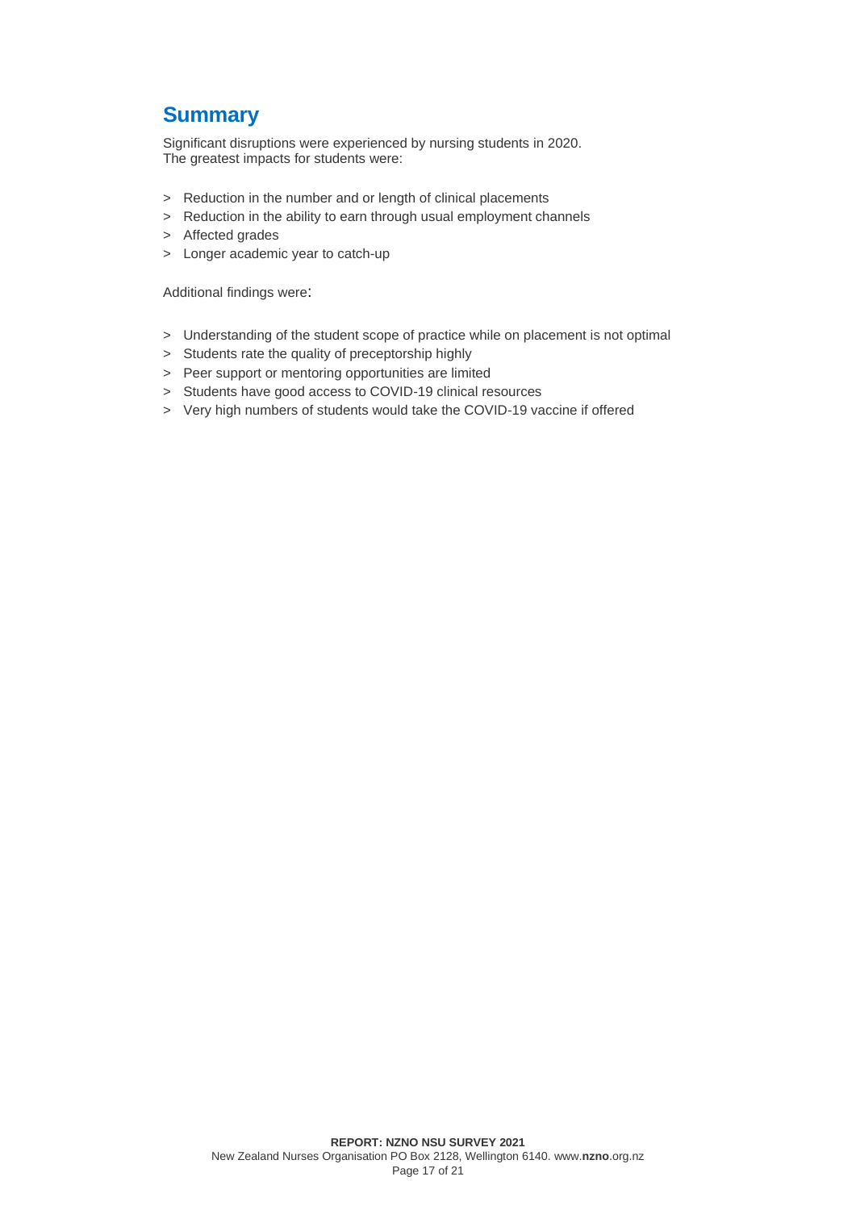## Summary

Significant disruptions were experienced by nursing students in 2020.
The greatest impacts for students were:

- Reduction in the number and or length of clinical placements
- Reduction in the ability to earn through usual employment channels
- Affected grades
- Longer academic year to catch-up

Additional findings were:

- Understanding of the student scope of practice while on placement is not optimal
- Students rate the quality of preceptorship highly
- Peer support or mentoring opportunities are limited
- Students have good access to COVID-19 clinical resources
- Very high numbers of students would take the COVID-19 vaccine if offered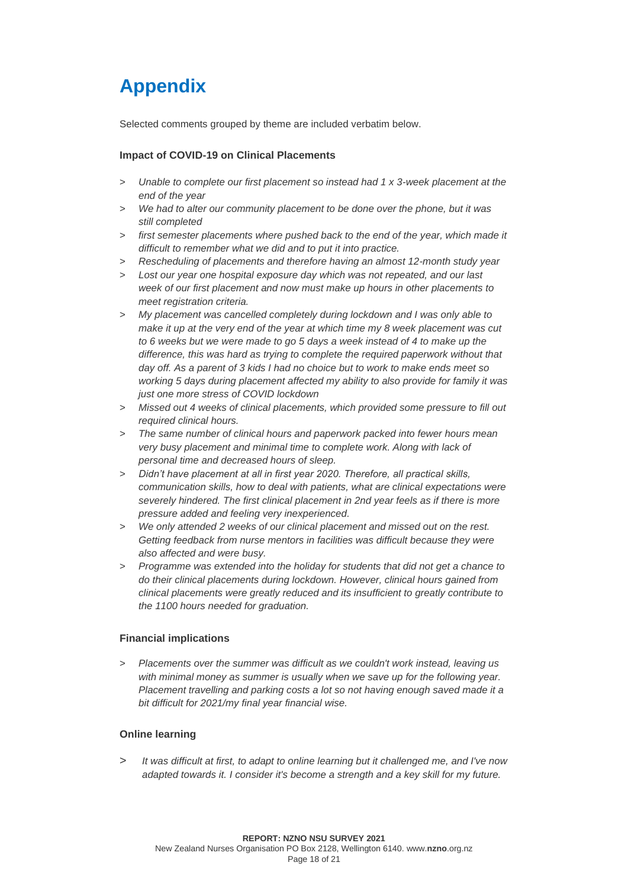# Appendix

Selected comments grouped by theme are included verbatim below.

### Impact of COVID-19 on Clinical Placements

> *Unable to complete our first placement so instead had 1 x 3-week placement at the end of the year*
>
> *We had to alter our community placement to be done over the phone, but it was still completed*
>
> *first semester placements where pushed back to the end of the year, which made it difficult to remember what we did and to put it into practice.*
>
> *Rescheduling of placements and therefore having an almost 12-month study year*
>
> *Lost our year one hospital exposure day which was not repeated, and our last week of our first placement and now must make up hours in other placements to meet registration criteria.*
>
> *My placement was cancelled completely during lockdown and I was only able to make it up at the very end of the year at which time my 8 week placement was cut to 6 weeks but we were made to go 5 days a week instead of 4 to make up the difference, this was hard as trying to complete the required paperwork without that day off. As a parent of 3 kids I had no choice but to work to make ends meet so working 5 days during placement affected my ability to also provide for family it was just one more stress of COVID lockdown*
>
> *Missed out 4 weeks of clinical placements, which provided some pressure to fill out required clinical hours.*
>
> *The same number of clinical hours and paperwork packed into fewer hours mean very busy placement and minimal time to complete work. Along with lack of personal time and decreased hours of sleep.*
>
> *Didn't have placement at all in first year 2020. Therefore, all practical skills, communication skills, how to deal with patients, what are clinical expectations were severely hindered. The first clinical placement in 2nd year feels as if there is more pressure added and feeling very inexperienced.*
>
> *We only attended 2 weeks of our clinical placement and missed out on the rest. Getting feedback from nurse mentors in facilities was difficult because they were also affected and were busy.*
>
> *Programme was extended into the holiday for students that did not get a chance to do their clinical placements during lockdown. However, clinical hours gained from clinical placements were greatly reduced and its insufficient to greatly contribute to the 1100 hours needed for graduation.*

### Financial implications

> *Placements over the summer was difficult as we couldn't work instead, leaving us with minimal money as summer is usually when we save up for the following year. Placement travelling and parking costs a lot so not having enough saved made it a bit difficult for 2021/my final year financial wise.*

### Online learning

> *It was difficult at first, to adapt to online learning but it challenged me, and I've now adapted towards it. I consider it's become a strength and a key skill for my future.*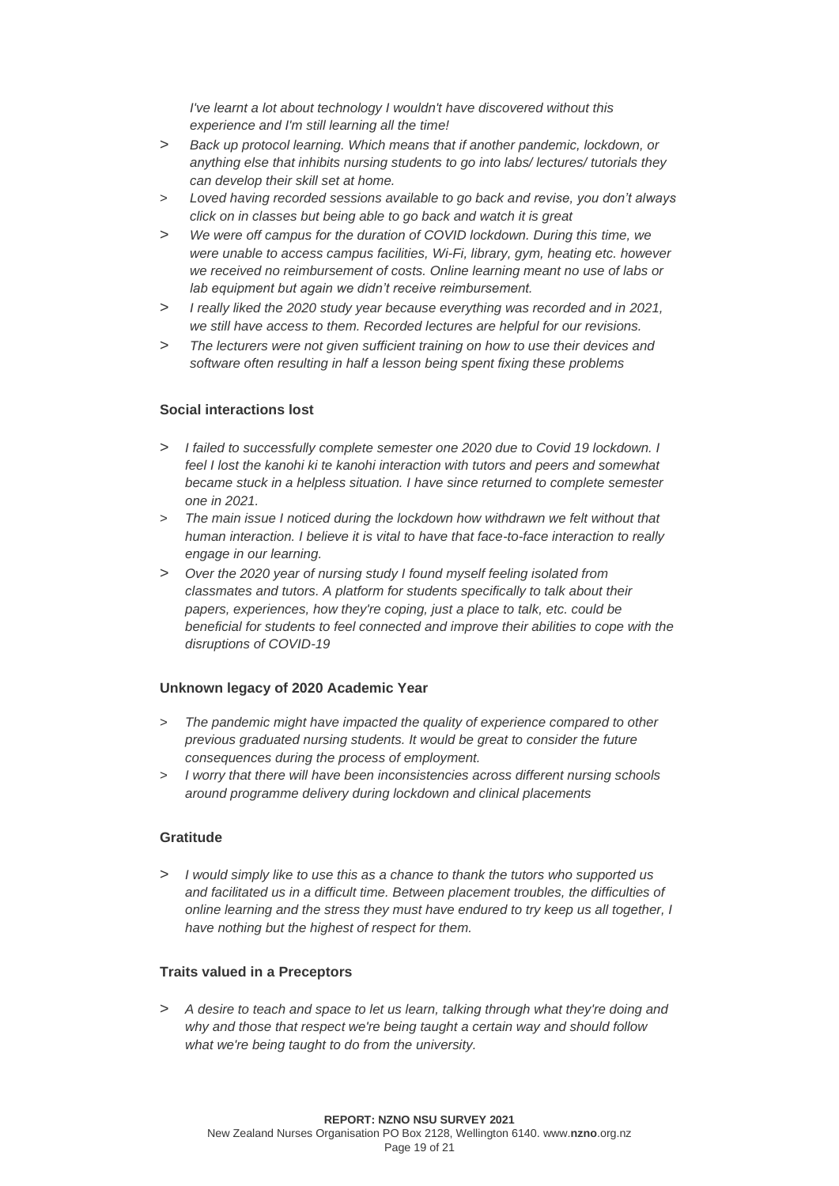*I've learnt a lot about technology I wouldn't have discovered without this experience and I'm still learning all the time!*

> *Back up protocol learning. Which means that if another pandemic, lockdown, or anything else that inhibits nursing students to go into labs/ lectures/ tutorials they can develop their skill set at home.*
> *Loved having recorded sessions available to go back and revise, you don't always click on in classes but being able to go back and watch it is great*
> *We were off campus for the duration of COVID lockdown. During this time, we were unable to access campus facilities, Wi-Fi, library, gym, heating etc. however we received no reimbursement of costs. Online learning meant no use of labs or lab equipment but again we didn't receive reimbursement.*
> *I really liked the 2020 study year because everything was recorded and in 2021, we still have access to them. Recorded lectures are helpful for our revisions.*
> *The lecturers were not given sufficient training on how to use their devices and software often resulting in half a lesson being spent fixing these problems*

**Social interactions lost**

> *I failed to successfully complete semester one 2020 due to Covid 19 lockdown. I feel I lost the kanohi ki te kanohi interaction with tutors and peers and somewhat became stuck in a helpless situation. I have since returned to complete semester one in 2021.*
> *The main issue I noticed during the lockdown how withdrawn we felt without that human interaction. I believe it is vital to have that face-to-face interaction to really engage in our learning.*
> *Over the 2020 year of nursing study I found myself feeling isolated from classmates and tutors. A platform for students specifically to talk about their papers, experiences, how they're coping, just a place to talk, etc. could be beneficial for students to feel connected and improve their abilities to cope with the disruptions of COVID-19*

**Unknown legacy of 2020 Academic Year**

> *The pandemic might have impacted the quality of experience compared to other previous graduated nursing students. It would be great to consider the future consequences during the process of employment.*
> *I worry that there will have been inconsistencies across different nursing schools around programme delivery during lockdown and clinical placements*

**Gratitude**

> *I would simply like to use this as a chance to thank the tutors who supported us and facilitated us in a difficult time. Between placement troubles, the difficulties of online learning and the stress they must have endured to try keep us all together, I have nothing but the highest of respect for them.*

**Traits valued in a Preceptors**

> *A desire to teach and space to let us learn, talking through what they're doing and why and those that respect we're being taught a certain way and should follow what we're being taught to do from the university.*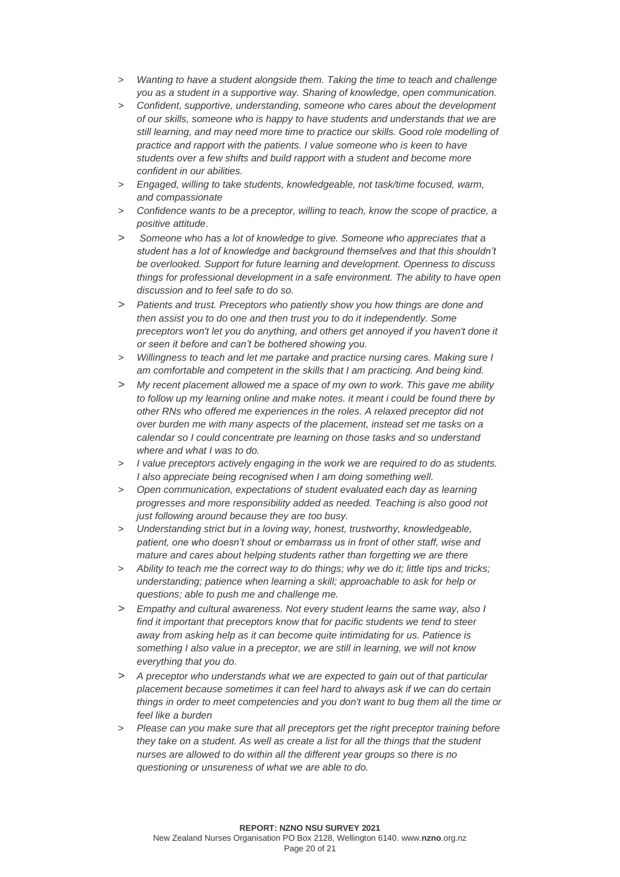- *Wanting to have a student alongside them. Taking the time to teach and challenge you as a student in a supportive way. Sharing of knowledge, open communication.*
- *Confident, supportive, understanding, someone who cares about the development of our skills, someone who is happy to have students and understands that we are still learning, and may need more time to practice our skills. Good role modelling of practice and rapport with the patients. I value someone who is keen to have students over a few shifts and build rapport with a student and become more confident in our abilities.*
- *Engaged, willing to take students, knowledgeable, not task/time focused, warm, and compassionate*
- *Confidence wants to be a preceptor, willing to teach, know the scope of practice, a positive attitude*.
- *Someone who has a lot of knowledge to give. Someone who appreciates that a student has a lot of knowledge and background themselves and that this shouldn't be overlooked. Support for future learning and development. Openness to discuss things for professional development in a safe environment. The ability to have open discussion and to feel safe to do so.*
- *Patients and trust. Preceptors who patiently show you how things are done and then assist you to do one and then trust you to do it independently. Some preceptors won't let you do anything, and others get annoyed if you haven't done it or seen it before and can't be bothered showing you.*
- *Willingness to teach and let me partake and practice nursing cares. Making sure I am comfortable and competent in the skills that I am practicing. And being kind.*
- *My recent placement allowed me a space of my own to work. This gave me ability to follow up my learning online and make notes. it meant i could be found there by other RNs who offered me experiences in the roles. A relaxed preceptor did not over burden me with many aspects of the placement, instead set me tasks on a calendar so I could concentrate pre learning on those tasks and so understand where and what I was to do.*
- *I value preceptors actively engaging in the work we are required to do as students. I also appreciate being recognised when I am doing something well.*
- *Open communication, expectations of student evaluated each day as learning progresses and more responsibility added as needed. Teaching is also good not just following around because they are too busy.*
- *Understanding strict but in a loving way, honest, trustworthy, knowledgeable, patient, one who doesn't shout or embarrass us in front of other staff, wise and mature and cares about helping students rather than forgetting we are there*
- *Ability to teach me the correct way to do things; why we do it; little tips and tricks; understanding; patience when learning a skill; approachable to ask for help or questions; able to push me and challenge me.*
- *Empathy and cultural awareness. Not every student learns the same way, also I find it important that preceptors know that for pacific students we tend to steer away from asking help as it can become quite intimidating for us. Patience is something I also value in a preceptor, we are still in learning, we will not know everything that you do.*
- *A preceptor who understands what we are expected to gain out of that particular placement because sometimes it can feel hard to always ask if we can do certain things in order to meet competencies and you don't want to bug them all the time or feel like a burden*
- *Please can you make sure that all preceptors get the right preceptor training before they take on a student. As well as create a list for all the things that the student nurses are allowed to do within all the different year groups so there is no questioning or unsureness of what we are able to do.*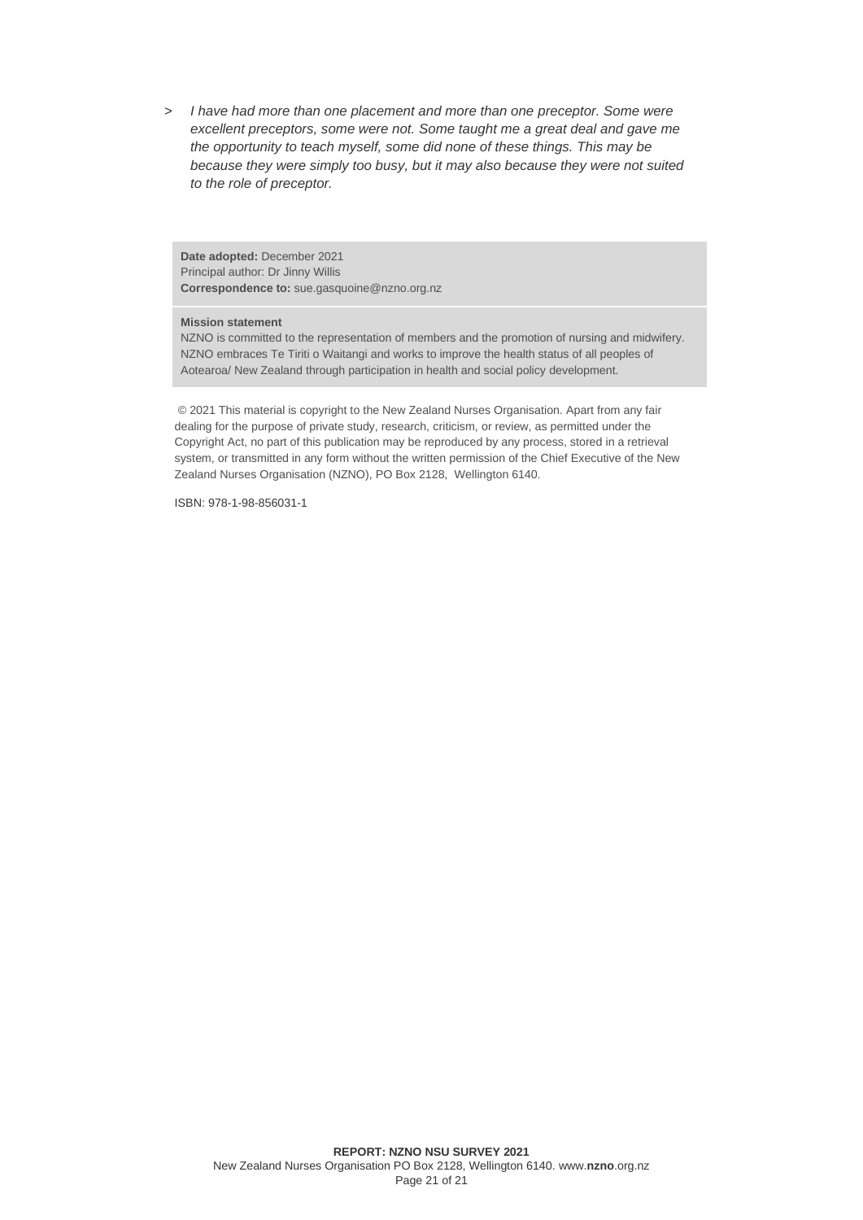> *I have had more than one placement and more than one preceptor. Some were excellent preceptors, some were not. Some taught me a great deal and gave me the opportunity to teach myself, some did none of these things. This may be because they were simply too busy, but it may also because they were not suited to the role of preceptor.*

**Date adopted:** December 2021
Principal author: Dr Jinny Willis
**Correspondence to:** sue.gasquoine@nzno.org.nz

**Mission statement**
NZNO is committed to the representation of members and the promotion of nursing and midwifery. NZNO embraces Te Tiriti o Waitangi and works to improve the health status of all peoples of Aotearoa/ New Zealand through participation in health and social policy development.

© 2021 This material is copyright to the New Zealand Nurses Organisation. Apart from any fair dealing for the purpose of private study, research, criticism, or review, as permitted under the Copyright Act, no part of this publication may be reproduced by any process, stored in a retrieval system, or transmitted in any form without the written permission of the Chief Executive of the New Zealand Nurses Organisation (NZNO), PO Box 2128, Wellington 6140.

ISBN: 978-1-98-856031-1